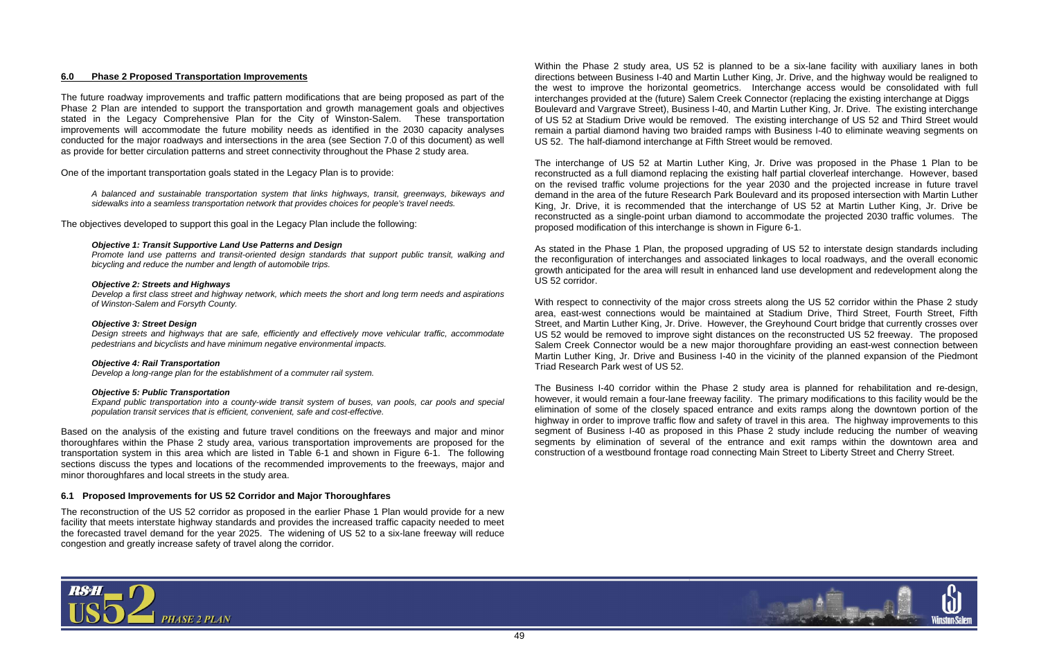## 6.0 Phase 2 Proposed Transportation Improvements

The future roadway improvements and traffic pattern modifications that are being proposed as part of the Phase 2 Plan are intended to support the transportation and growth management goals and objectives stated in the Legacy Comprehensive Plan for the City of Winston-Salem. These transportation improvements will accommodate the future mobility needs as identified in the 2030 capacity analyses conducted for the major roadways and intersections in the area (see Section 7.0 of this document) as well as provide for better circulation patterns and street connectivity throughout the Phase 2 study area.

One of the important transportation goals stated in the Legacy Plan is to provide:

> *A balanced and sustainable transportation system that links highways, transit, greenways, bikeways and sidewalks into a seamless transportation network that provides choices for people's travel needs.*

The objectives developed to support this goal in the Legacy Plan include the following:

> ***Objective 1: Transit Supportive Land Use Patterns and Design***
> *Promote land use patterns and transit-oriented design standards that support public transit, walking and bicycling and reduce the number and length of automobile trips.*
>
> ***Objective 2: Streets and Highways***
> *Develop a first class street and highway network, which meets the short and long term needs and aspirations of Winston-Salem and Forsyth County.*
>
> ***Objective 3: Street Design***
> *Design streets and highways that are safe, efficiently and effectively move vehicular traffic, accommodate pedestrians and bicyclists and have minimum negative environmental impacts.*
>
> ***Objective 4: Rail Transportation***
> *Develop a long-range plan for the establishment of a commuter rail system.*
>
> ***Objective 5: Public Transportation***
> *Expand public transportation into a county-wide transit system of buses, van pools, car pools and special population transit services that is efficient, convenient, safe and cost-effective.*

Based on the analysis of the existing and future travel conditions on the freeways and major and minor thoroughfares within the Phase 2 study area, various transportation improvements are proposed for the transportation system in this area which are listed in Table 6-1 and shown in Figure 6-1. The following sections discuss the types and locations of the recommended improvements to the freeways, major and minor thoroughfares and local streets in the study area.

### 6.1 Proposed Improvements for US 52 Corridor and Major Thoroughfares

The reconstruction of the US 52 corridor as proposed in the earlier Phase 1 Plan would provide for a new facility that meets interstate highway standards and provides the increased traffic capacity needed to meet the forecasted travel demand for the year 2025. The widening of US 52 to a six-lane freeway will reduce congestion and greatly increase safety of travel along the corridor.

Within the Phase 2 study area, US 52 is planned to be a six-lane facility with auxiliary lanes in both directions between Business I-40 and Martin Luther King, Jr. Drive, and the highway would be realigned to the west to improve the horizontal geometrics. Interchange access would be consolidated with full interchanges provided at the (future) Salem Creek Connector (replacing the existing interchange at Diggs Boulevard and Vargrave Street), Business I-40, and Martin Luther King, Jr. Drive. The existing interchange of US 52 at Stadium Drive would be removed. The existing interchange of US 52 and Third Street would remain a partial diamond having two braided ramps with Business I-40 to eliminate weaving segments on US 52. The half-diamond interchange at Fifth Street would be removed.

The interchange of US 52 at Martin Luther King, Jr. Drive was proposed in the Phase 1 Plan to be reconstructed as a full diamond replacing the existing half partial cloverleaf interchange. However, based on the revised traffic volume projections for the year 2030 and the projected increase in future travel demand in the area of the future Research Park Boulevard and its proposed intersection with Martin Luther King, Jr. Drive, it is recommended that the interchange of US 52 at Martin Luther King, Jr. Drive be reconstructed as a single-point urban diamond to accommodate the projected 2030 traffic volumes. The proposed modification of this interchange is shown in Figure 6-1.

As stated in the Phase 1 Plan, the proposed upgrading of US 52 to interstate design standards including the reconfiguration of interchanges and associated linkages to local roadways, and the overall economic growth anticipated for the area will result in enhanced land use development and redevelopment along the US 52 corridor.

With respect to connectivity of the major cross streets along the US 52 corridor within the Phase 2 study area, east-west connections would be maintained at Stadium Drive, Third Street, Fourth Street, Fifth Street, and Martin Luther King, Jr. Drive. However, the Greyhound Court bridge that currently crosses over US 52 would be removed to improve sight distances on the reconstructed US 52 freeway. The proposed Salem Creek Connector would be a new major thoroughfare providing an east-west connection between Martin Luther King, Jr. Drive and Business I-40 in the vicinity of the planned expansion of the Piedmont Triad Research Park west of US 52.

The Business I-40 corridor within the Phase 2 study area is planned for rehabilitation and re-design, however, it would remain a four-lane freeway facility. The primary modifications to this facility would be the elimination of some of the closely spaced entrance and exits ramps along the downtown portion of the highway in order to improve traffic flow and safety of travel in this area. The highway improvements to this segment of Business I-40 as proposed in this Phase 2 study include reducing the number of weaving segments by elimination of several of the entrance and exit ramps within the downtown area and construction of a westbound frontage road connecting Main Street to Liberty Street and Cherry Street.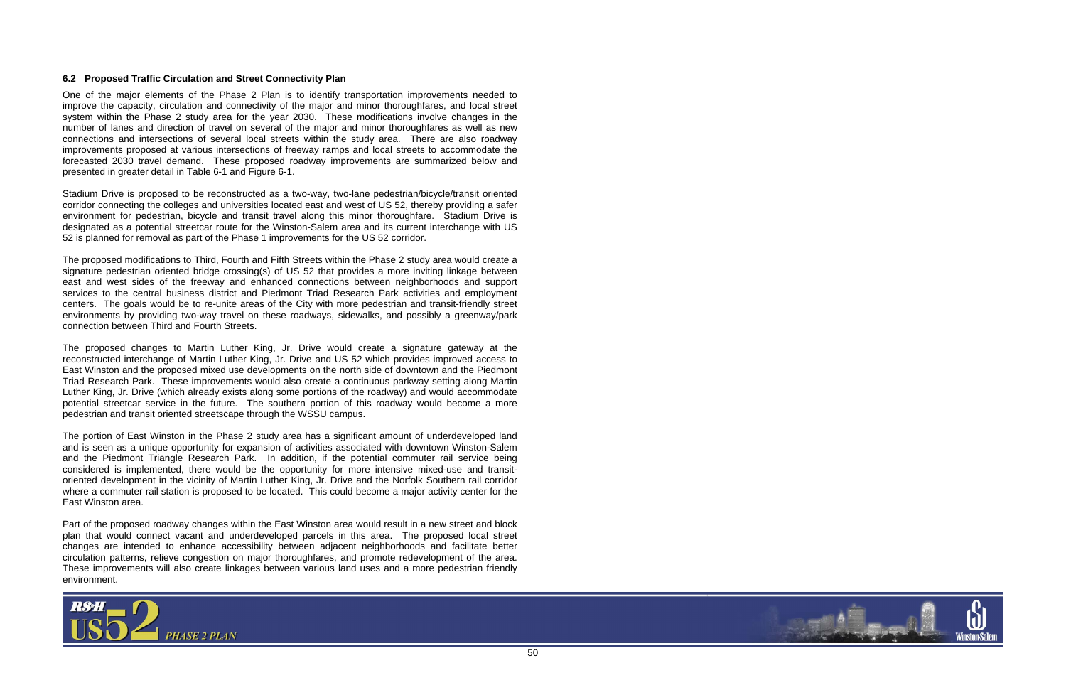### 6.2 Proposed Traffic Circulation and Street Connectivity Plan

One of the major elements of the Phase 2 Plan is to identify transportation improvements needed to improve the capacity, circulation and connectivity of the major and minor thoroughfares, and local street system within the Phase 2 study area for the year 2030. These modifications involve changes in the number of lanes and direction of travel on several of the major and minor thoroughfares as well as new connections and intersections of several local streets within the study area. There are also roadway improvements proposed at various intersections of freeway ramps and local streets to accommodate the forecasted 2030 travel demand. These proposed roadway improvements are summarized below and presented in greater detail in Table 6-1 and Figure 6-1.

Stadium Drive is proposed to be reconstructed as a two-way, two-lane pedestrian/bicycle/transit oriented corridor connecting the colleges and universities located east and west of US 52, thereby providing a safer environment for pedestrian, bicycle and transit travel along this minor thoroughfare. Stadium Drive is designated as a potential streetcar route for the Winston-Salem area and its current interchange with US 52 is planned for removal as part of the Phase 1 improvements for the US 52 corridor.

The proposed modifications to Third, Fourth and Fifth Streets within the Phase 2 study area would create a signature pedestrian oriented bridge crossing(s) of US 52 that provides a more inviting linkage between east and west sides of the freeway and enhanced connections between neighborhoods and support services to the central business district and Piedmont Triad Research Park activities and employment centers. The goals would be to re-unite areas of the City with more pedestrian and transit-friendly street environments by providing two-way travel on these roadways, sidewalks, and possibly a greenway/park connection between Third and Fourth Streets.

The proposed changes to Martin Luther King, Jr. Drive would create a signature gateway at the reconstructed interchange of Martin Luther King, Jr. Drive and US 52 which provides improved access to East Winston and the proposed mixed use developments on the north side of downtown and the Piedmont Triad Research Park. These improvements would also create a continuous parkway setting along Martin Luther King, Jr. Drive (which already exists along some portions of the roadway) and would accommodate potential streetcar service in the future. The southern portion of this roadway would become a more pedestrian and transit oriented streetscape through the WSSU campus.

The portion of East Winston in the Phase 2 study area has a significant amount of underdeveloped land and is seen as a unique opportunity for expansion of activities associated with downtown Winston-Salem and the Piedmont Triangle Research Park. In addition, if the potential commuter rail service being considered is implemented, there would be the opportunity for more intensive mixed-use and transit-oriented development in the vicinity of Martin Luther King, Jr. Drive and the Norfolk Southern rail corridor where a commuter rail station is proposed to be located. This could become a major activity center for the East Winston area.

Part of the proposed roadway changes within the East Winston area would result in a new street and block plan that would connect vacant and underdeveloped parcels in this area. The proposed local street changes are intended to enhance accessibility between adjacent neighborhoods and facilitate better circulation patterns, relieve congestion on major thoroughfares, and promote redevelopment of the area. These improvements will also create linkages between various land uses and a more pedestrian friendly environment.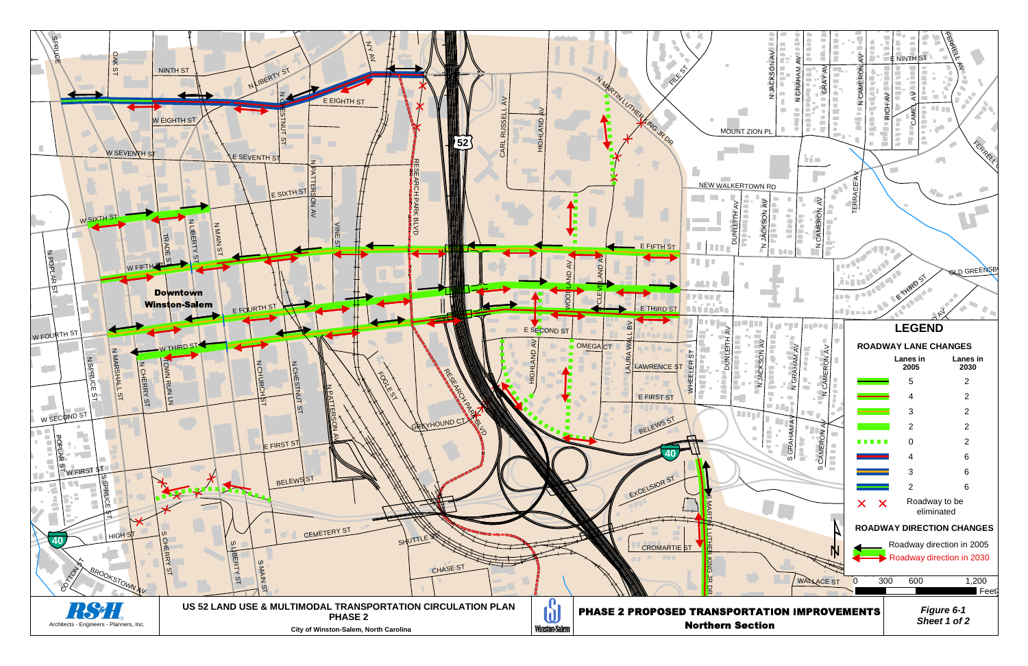# PHASE 2 PROPOSED TRANSPORTATION IMPROVEMENTS

**Northern Section**

US 52 LAND USE & MULTIMODAL TRANSPORTATION CIRCULATION PLAN

**PHASE 2**

City of Winston-Salem, North Carolina

RS&H — Architects - Engineers - Planners, Inc.

Winston-Salem

*Figure 6-1*
*Sheet 1 of 2*

## LEGEND

**ROADWAY LANE CHANGES**

| | Lanes in 2005 | Lanes in 2030 |
|---|---|---|
| | 5 | 2 |
| | 4 | 2 |
| | 3 | 2 |
| | 2 | 2 |
| | 0 | 2 |
| | 4 | 6 |
| | 3 | 6 |
| | 2 | 6 |
| X X | Roadway to be eliminated | |

**ROADWAY DIRECTION CHANGES**

- Roadway direction in 2005
- Roadway direction in 2030

Scale: 0 — 300 — 600 — 1,200 Feet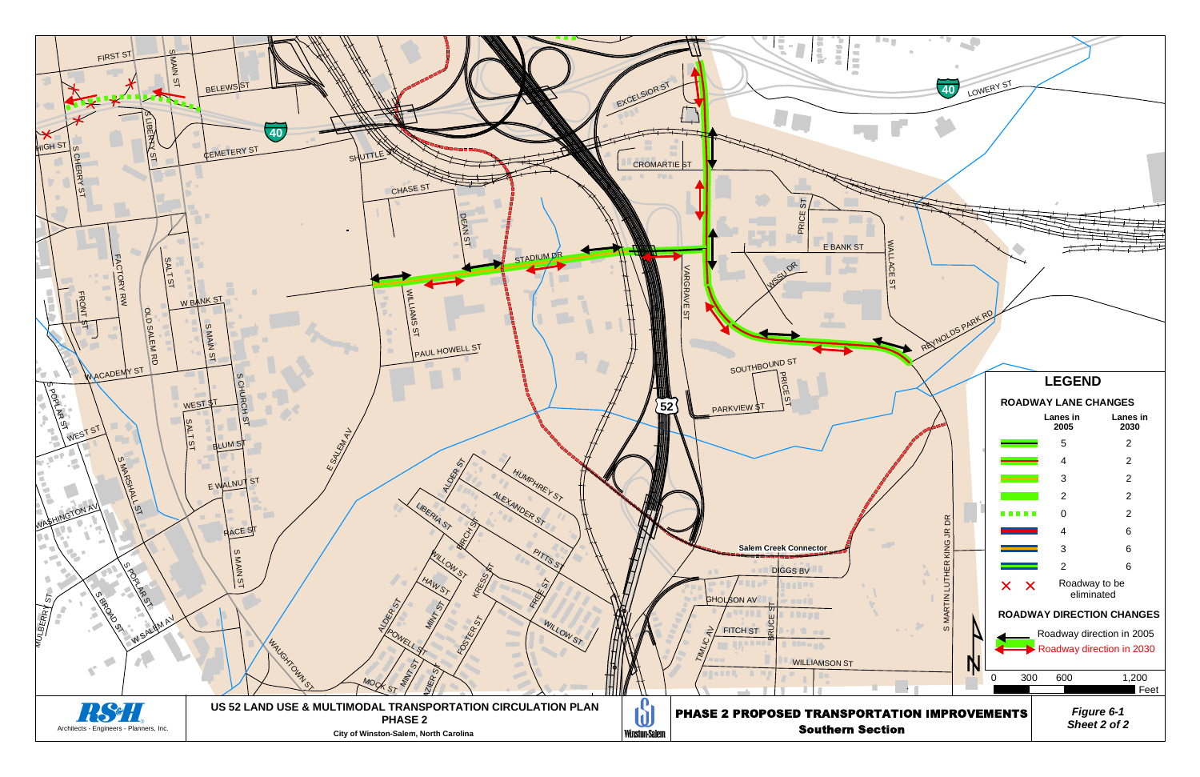US 52 LAND USE & MULTIMODAL TRANSPORTATION CIRCULATION PLAN

PHASE 2

City of Winston-Salem, North Carolina

RS&H Architects - Engineers - Planners, Inc.

Winston-Salem

## PHASE 2 PROPOSED TRANSPORTATION IMPROVEMENTS

### Southern Section

*Figure 6-1*
*Sheet 2 of 2*

## LEGEND

### ROADWAY LANE CHANGES

| | Lanes in 2005 | Lanes in 2030 |
|---|---|---|
| | 5 | 2 |
| | 4 | 2 |
| | 3 | 2 |
| | 2 | 2 |
| | 0 | 2 |
| | 4 | 6 |
| | 3 | 6 |
| | 2 | 6 |

× × Roadway to be eliminated

### ROADWAY DIRECTION CHANGES

Roadway direction in 2005

Roadway direction in 2030

0 300 600 1,200 Feet

N

FIRST ST
S MAIN ST
BELEWS ST
S LIBERTY ST
HIGH ST
S CHERRY ST
CEMETERY ST
SHUTTLE ST
EXCELSIOR ST
CROMARTIE ST
LOWERY ST
CHASE ST
DEAN ST
PRICE ST
E BANK ST
WALLACE ST
WSSU DR
STADIUM DR
VARGRAVE ST
REYNOLDS PARK RD
FACTORY RW
SALT ST
FRONT ST
W BANK ST
OLD SALEM RD
WILLIAMS ST
PAUL HOWELL ST
SOUTHBOUND ST
S CHURCH ST
W ACADEMY ST
S POPLAR ST
WEST ST
PARKVIEW ST
BLUM ST
E SALEM AV
E WALNUT ST
S MARSHALL ST
ALDER ST
HUMPHREY ST
ALEXANDER ST
LIBERIA ST
BIRCH ST
PITTS ST
WASHINGTON AV
RACE ST
Salem Creek Connector
DIGGS BV
S MARTIN LUTHER KING JR DR
WILLOW ST
HAW ST
KRESS ST
FREE ST
GHOLSON AV
MULBERRY ST
S BROAD ST
W SALEM AV
POWELL ST
MINT ST
FOSTER ST
FITCH ST
BRUCE ST
TIMLIC AV
WAUGHTOWN ST
WILLIAMSON ST
MOCK ST
40
52